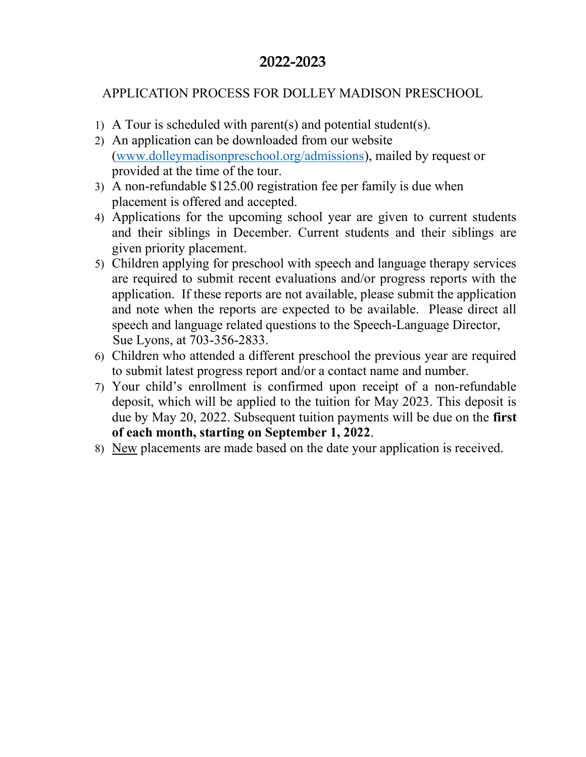# 2022-2023

## APPLICATION PROCESS FOR DOLLEY MADISON PRESCHOOL

1) A Tour is scheduled with parent(s) and potential student(s).
2) An application can be downloaded from our website (www.dolleymadisonpreschool.org/admissions), mailed by request or provided at the time of the tour.
3) A non-refundable $125.00 registration fee per family is due when placement is offered and accepted.
4) Applications for the upcoming school year are given to current students and their siblings in December. Current students and their siblings are given priority placement.
5) Children applying for preschool with speech and language therapy services are required to submit recent evaluations and/or progress reports with the application. If these reports are not available, please submit the application and note when the reports are expected to be available. Please direct all speech and language related questions to the Speech-Language Director, Sue Lyons, at 703-356-2833.
6) Children who attended a different preschool the previous year are required to submit latest progress report and/or a contact name and number.
7) Your child's enrollment is confirmed upon receipt of a non-refundable deposit, which will be applied to the tuition for May 2023. This deposit is due by May 20, 2022. Subsequent tuition payments will be due on the **first of each month, starting on September 1, 2022**.
8) <u>New</u> placements are made based on the date your application is received.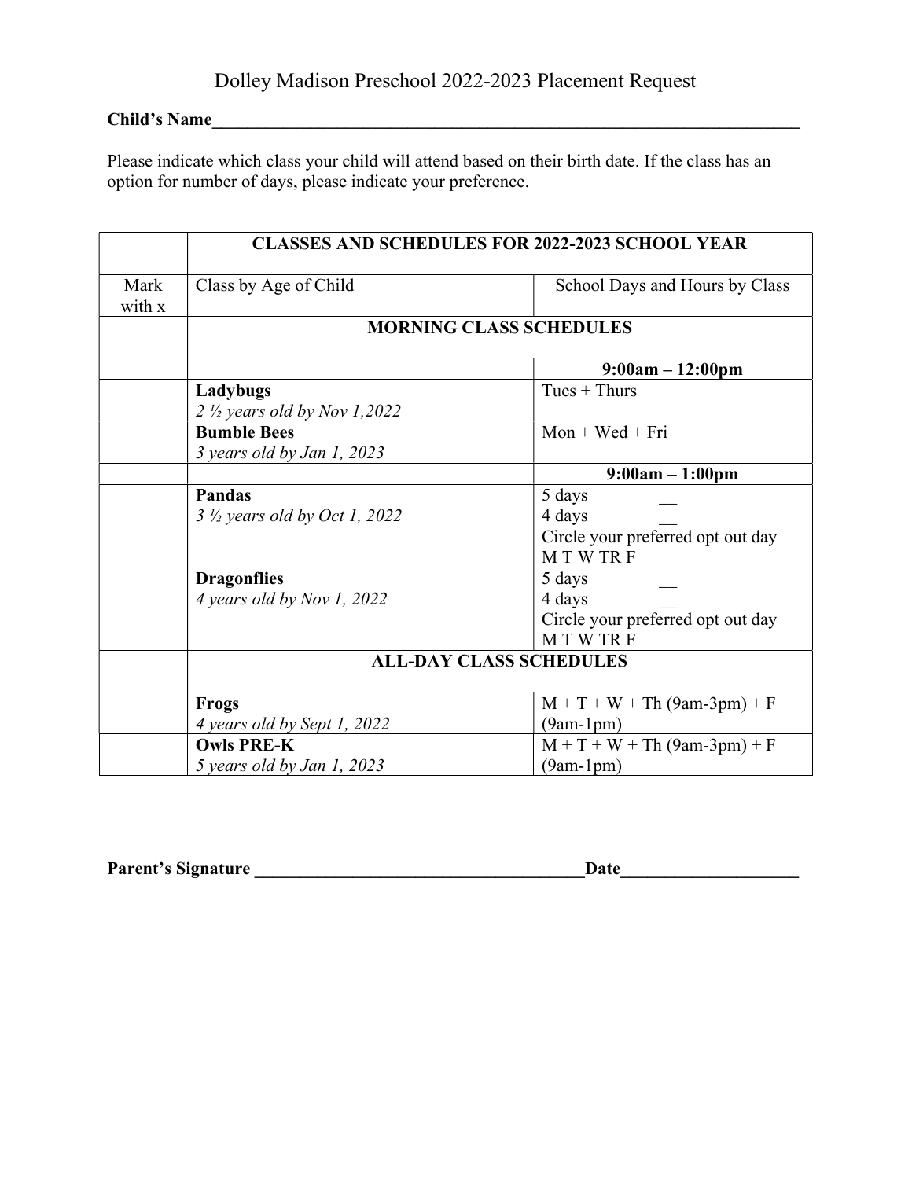# Dolley Madison Preschool 2022-2023 Placement Request

**Child's Name**\_\_\_\_\_\_\_\_\_\_\_\_\_\_\_\_\_\_\_\_\_\_\_\_\_\_\_\_\_\_\_\_\_\_\_\_\_\_\_\_\_\_\_\_\_\_\_\_\_\_\_\_\_\_\_\_\_\_\_\_\_\_\_\_\_\_\_\_

Please indicate which class your child will attend based on their birth date. If the class has an option for number of days, please indicate your preference.

| | **CLASSES AND SCHEDULES FOR 2022-2023 SCHOOL YEAR** | |
|---|---|---|
| Mark with x | Class by Age of Child | School Days and Hours by Class |
| | **MORNING CLASS SCHEDULES** | |
| | | **9:00am – 12:00pm** |
| | **Ladybugs**<br>*2 ½ years old by Nov 1,2022* | Tues + Thurs |
| | **Bumble Bees**<br>*3 years old by Jan 1, 2023* | Mon + Wed + Fri |
| | | **9:00am – 1:00pm** |
| | **Pandas**<br>*3 ½ years old by Oct 1, 2022* | 5 days \_\_<br>4 days \_\_<br>Circle your preferred opt out day<br>M T W TR F |
| | **Dragonflies**<br>*4 years old by Nov 1, 2022* | 5 days \_\_<br>4 days \_\_<br>Circle your preferred opt out day<br>M T W TR F |
| | **ALL-DAY CLASS SCHEDULES** | |
| | **Frogs**<br>*4 years old by Sept 1, 2022* | M + T + W + Th (9am-3pm) + F (9am-1pm) |
| | **Owls PRE-K**<br>*5 years old by Jan 1, 2023* | M + T + W + Th (9am-3pm) + F (9am-1pm) |

**Parent's Signature** \_\_\_\_\_\_\_\_\_\_\_\_\_\_\_\_\_\_\_\_\_\_\_\_\_\_\_\_\_\_\_\_\_\_\_\_\_\_**Date**\_\_\_\_\_\_\_\_\_\_\_\_\_\_\_\_\_\_\_\_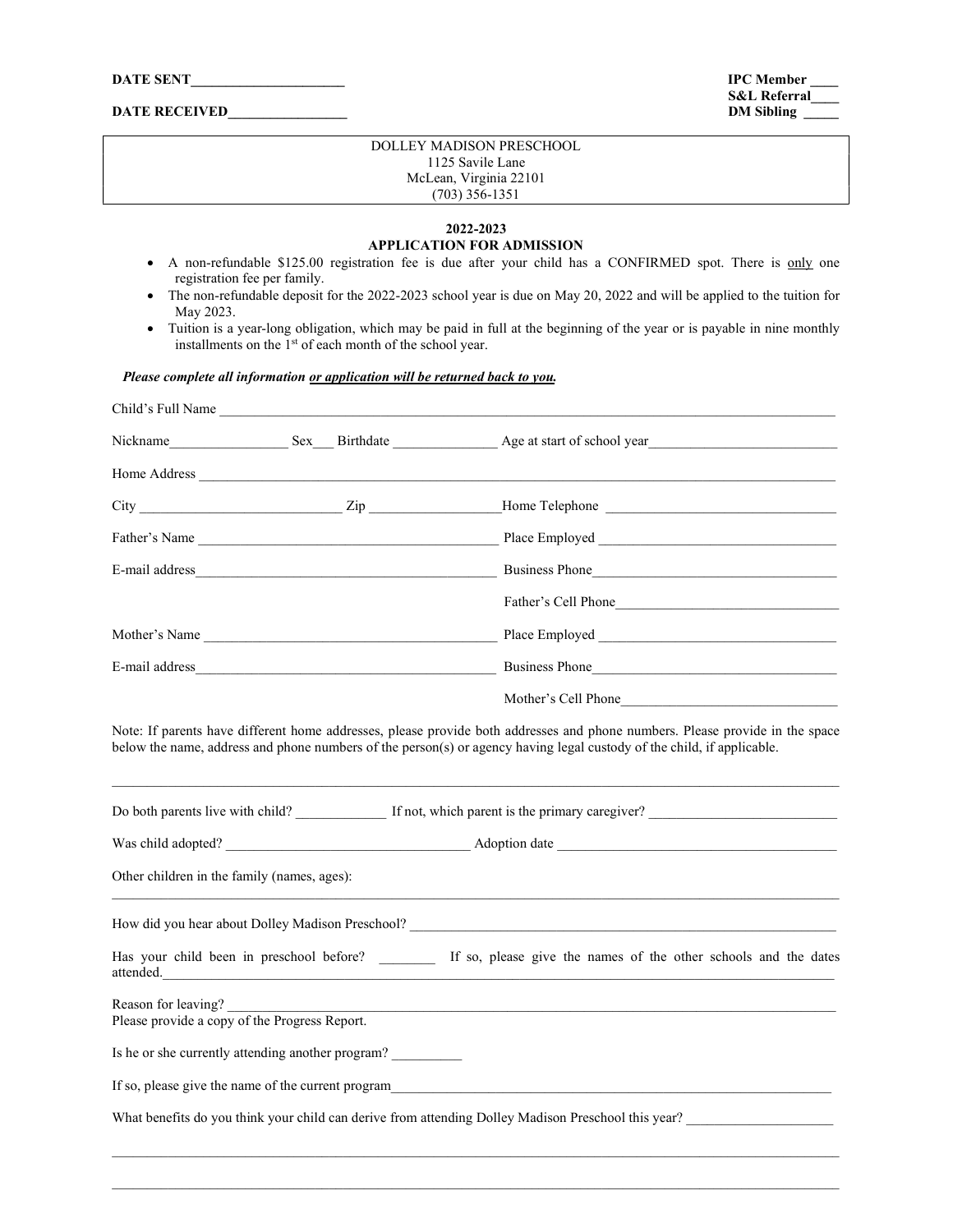**DATE SENT______________________** **IPC Member ____**

**S&L Referral____**

**DATE RECEIVED_________________** **DM Sibling _____**

DOLLEY MADISON PRESCHOOL
1125 Savile Lane
McLean, Virginia 22101
(703) 356-1351

## 2022-2023
## APPLICATION FOR ADMISSION

- A non-refundable $125.00 registration fee is due after your child has a CONFIRMED spot. There is only one registration fee per family.
- The non-refundable deposit for the 2022-2023 school year is due on May 20, 2022 and will be applied to the tuition for May 2023.
- Tuition is a year-long obligation, which may be paid in full at the beginning of the year or is payable in nine monthly installments on the 1st of each month of the school year.

***Please complete all information or application will be returned back to you.***

Child's Full Name ________________________________________________________________________

Nickname_________________ Sex___ Birthdate _______________ Age at start of school year___________________________

Home Address ________________________________________________________________________

City _____________________________ Zip ___________________Home Telephone _________________________________

Father's Name ___________________________________________ Place Employed __________________________________

E-mail address___________________________________________ Business Phone___________________________________

Father's Cell Phone_______________________________

Mother's Name ___________________________________________ Place Employed __________________________________

E-mail address___________________________________________ Business Phone___________________________________

Mother's Cell Phone_______________________________

Note: If parents have different home addresses, please provide both addresses and phone numbers. Please provide in the space below the name, address and phone numbers of the person(s) or agency having legal custody of the child, if applicable.

__________________________________________________________________________________________

Do both parents live with child? _____________ If not, which parent is the primary caregiver? ___________________________

Was child adopted? ___________________________________ Adoption date _________________________________________

Other children in the family (names, ages):

__________________________________________________________________________________________

How did you hear about Dolley Madison Preschool? _______________________________________________________________

Has your child been in preschool before? ________ If so, please give the names of the other schools and the dates attended.__________________________________________________________________________________

Reason for leaving? ________________________________________________________________________
Please provide a copy of the Progress Report.

Is he or she currently attending another program? __________

If so, please give the name of the current program_________________________________________________________________

What benefits do you think your child can derive from attending Dolley Madison Preschool this year? _____________________

__________________________________________________________________________________________

__________________________________________________________________________________________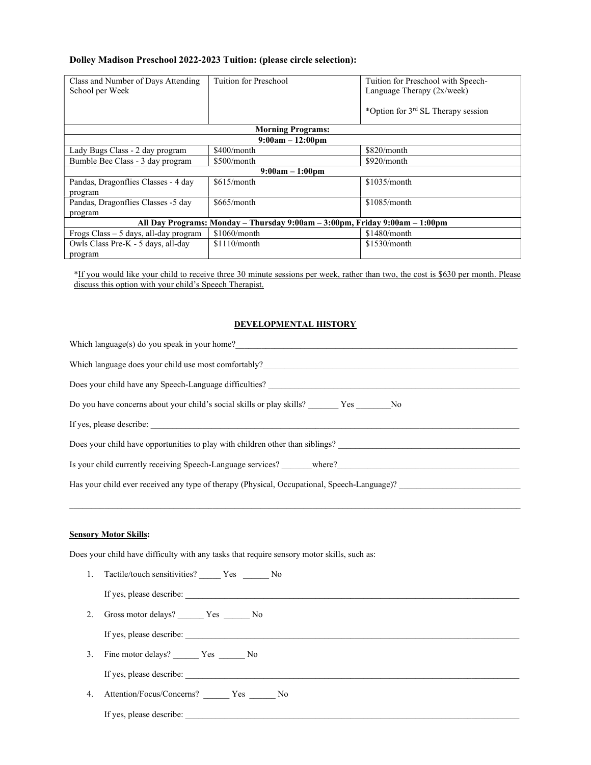**Dolley Madison Preschool 2022-2023 Tuition: (please circle selection):**

| Class and Number of Days Attending School per Week | Tuition for Preschool | Tuition for Preschool with Speech-Language Therapy (2x/week)<br><br>*Option for 3rd SL Therapy session |
|---|---|---|
| **Morning Programs:** | | |
| **9:00am – 12:00pm** | | |
| Lady Bugs Class - 2 day program | $400/month | $820/month |
| Bumble Bee Class - 3 day program | $500/month | $920/month |
| **9:00am – 1:00pm** | | |
| Pandas, Dragonflies Classes - 4 day program | $615/month | $1035/month |
| Pandas, Dragonflies Classes -5 day program | $665/month | $1085/month |
| **All Day Programs: Monday – Thursday 9:00am – 3:00pm, Friday 9:00am – 1:00pm** | | |
| Frogs Class – 5 days, all-day program | $1060/month | $1480/month |
| Owls Class Pre-K - 5 days, all-day program | $1110/month | $1530/month |

*If you would like your child to receive three 30 minute sessions per week, rather than two, the cost is $630 per month. Please discuss this option with your child's Speech Therapist.

## DEVELOPMENTAL HISTORY

Which language(s) do you speak in your home?______________________________________________

Which language does your child use most comfortably?______________________________________

Does your child have any Speech-Language difficulties? _____________________________________

Do you have concerns about your child's social skills or play skills? _______ Yes ________No

If yes, please describe: _______________________________________________________________

Does your child have opportunities to play with children other than siblings? ____________________

Is your child currently receiving Speech-Language services? _______where?_____________________

Has your child ever received any type of therapy (Physical, Occupational, Speech-Language)? ________

______________________________________________________________________________

**Sensory Motor Skills:**

Does your child have difficulty with any tasks that require sensory motor skills, such as:

1. Tactile/touch sensitivities? _____ Yes ______ No

   If yes, please describe: ___________________________________________________________

2. Gross motor delays? ______ Yes ______ No

   If yes, please describe: ___________________________________________________________

3. Fine motor delays? ______ Yes ______ No

   If yes, please describe: ___________________________________________________________

4. Attention/Focus/Concerns? ______ Yes ______ No

   If yes, please describe: ___________________________________________________________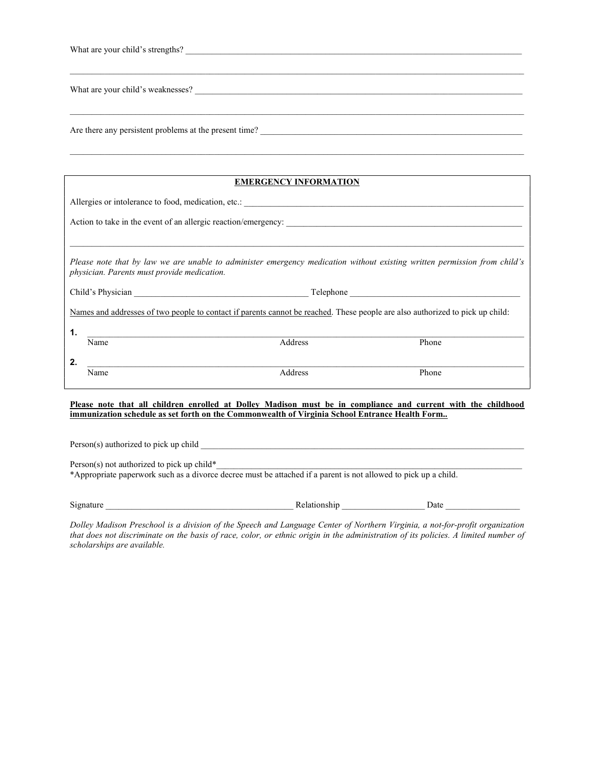What are your child's strengths? ________________________________________________________________________________

________________________________________________________________________________________________________

What are your child's weaknesses? ______________________________________________________________________________

________________________________________________________________________________________________________

Are there any persistent problems at the present time? ___________________________________________________________

________________________________________________________________________________________________________

**EMERGENCY INFORMATION**

Allergies or intolerance to food, medication, etc.: ______________________________________________________________

Action to take in the event of an allergic reaction/emergency: _____________________________________________________

________________________________________________________________________________________________________

*Please note that by law we are unable to administer emergency medication without existing written permission from child's physician. Parents must provide medication.*

Child's Physician ________________________________________ Telephone ________________________________________

Names and addresses of two people to contact if parents cannot be reached. These people are also authorized to pick up child:

1. ____________________________________________________________________________________________________

   Name | Address | Phone

2. ____________________________________________________________________________________________________

   Name | Address | Phone

**Please note that all children enrolled at Dolley Madison must be in compliance and current with the childhood immunization schedule as set forth on the Commonwealth of Virginia School Entrance Health Form..**

Person(s) authorized to pick up child ____________________________________________________________________________

Person(s) not authorized to pick up child*________________________________________________________________________

*Appropriate paperwork such as a divorce decree must be attached if a parent is not allowed to pick up a child.

Signature ___________________________________________ Relationship ___________________ Date _________________

*Dolley Madison Preschool is a division of the Speech and Language Center of Northern Virginia, a not-for-profit organization that does not discriminate on the basis of race, color, or ethnic origin in the administration of its policies. A limited number of scholarships are available.*